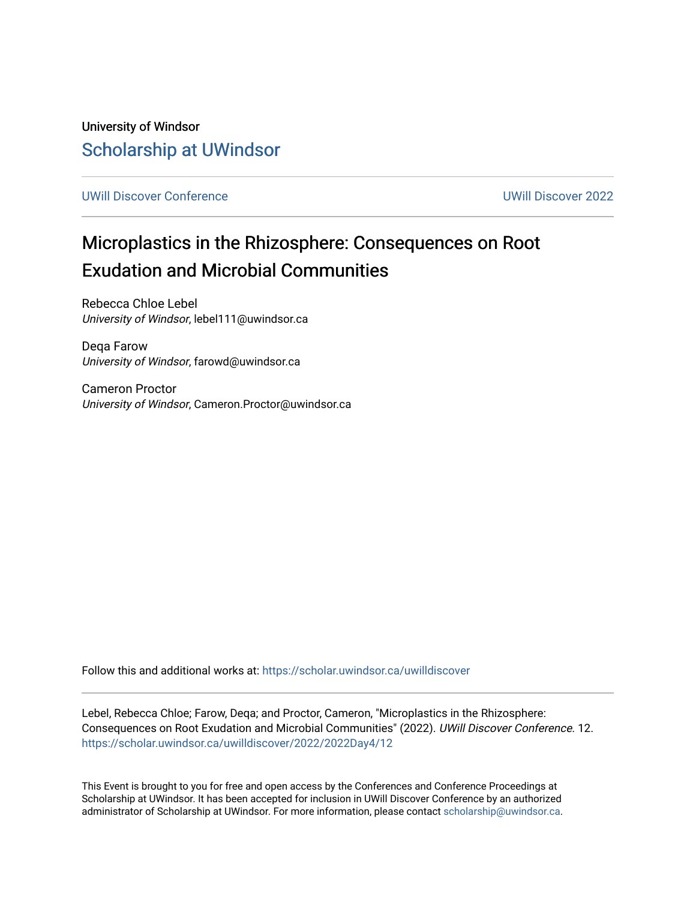University of Windsor

Scholarship at UWindsor

UWill Discover Conference | UWill Discover 2022

# Microplastics in the Rhizosphere: Consequences on Root Exudation and Microbial Communities

Rebecca Chloe Lebel
*University of Windsor*, lebel111@uwindsor.ca

Deqa Farow
*University of Windsor*, farowd@uwindsor.ca

Cameron Proctor
*University of Windsor*, Cameron.Proctor@uwindsor.ca

Follow this and additional works at: https://scholar.uwindsor.ca/uwilldiscover

Lebel, Rebecca Chloe; Farow, Deqa; and Proctor, Cameron, "Microplastics in the Rhizosphere: Consequences on Root Exudation and Microbial Communities" (2022). *UWill Discover Conference*. 12.
https://scholar.uwindsor.ca/uwilldiscover/2022/2022Day4/12

This Event is brought to you for free and open access by the Conferences and Conference Proceedings at Scholarship at UWindsor. It has been accepted for inclusion in UWill Discover Conference by an authorized administrator of Scholarship at UWindsor. For more information, please contact scholarship@uwindsor.ca.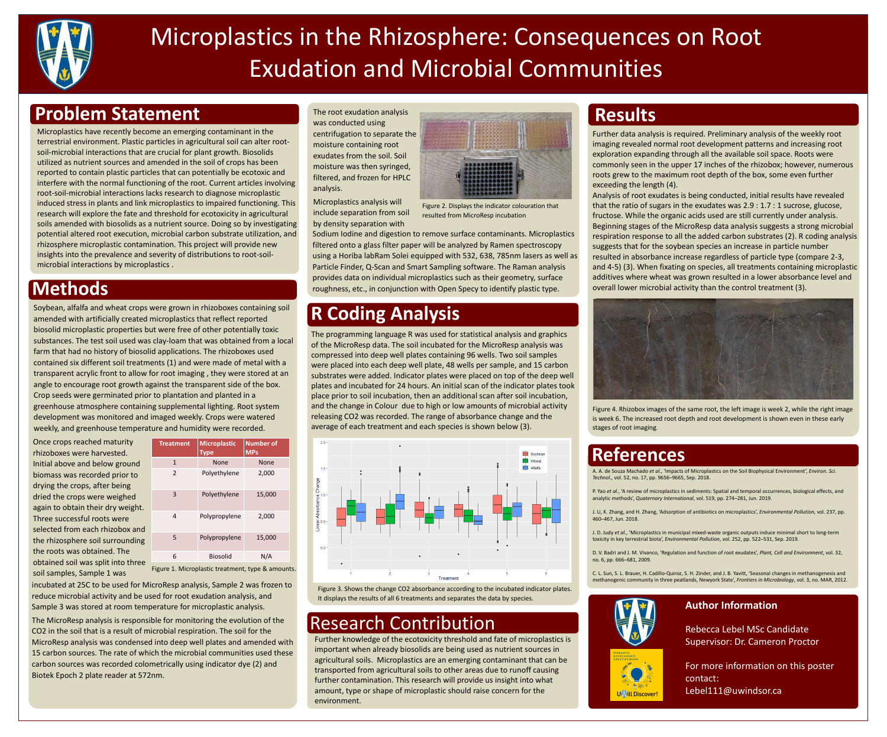# Microplastics in the Rhizosphere: Consequences on Root Exudation and Microbial Communities

## Problem Statement

Microplastics have recently become an emerging contaminant in the terrestrial environment. Plastic particles in agricultural soil can alter root-soil-microbial interactions that are crucial for plant growth. Biosolids utilized as nutrient sources and amended in the soil of crops has been reported to contain plastic particles that can potentially be ecotoxic and interfere with the normal functioning of the root. Current articles involving root-soil-microbial interactions lacks research to diagnose microplastic induced stress in plants and link microplastics to impaired functioning. This research will explore the fate and threshold for ecotoxicity in agricultural soils amended with biosolids as a nutrient source. Doing so by investigating potential altered root execution, microbial carbon substrate utilization, and rhizosphere microplastic contamination. This project will provide new insights into the prevalence and severity of distributions to root-soil-microbial interactions by microplastics .

## Methods

Soybean, alfalfa and wheat crops were grown in rhizoboxes containing soil amended with artificially created microplastics that reflect reported biosolid microplastic properties but were free of other potentially toxic substances. The test soil used was clay-loam that was obtained from a local farm that had no history of biosolid applications. The rhizoboxes used contained six different soil treatments (1) and were made of metal with a transparent acrylic front to allow for root imaging , they were stored at an angle to encourage root growth against the transparent side of the box. Crop seeds were germinated prior to plantation and planted in a greenhouse atmosphere containing supplemental lighting. Root system development was monitored and imaged weekly. Crops were watered weekly, and greenhouse temperature and humidity were recorded.

Once crops reached maturity rhizoboxes were harvested. Initial above and below ground biomass was recorded prior to drying the crops, after being dried the crops were weighed again to obtain their dry weight. Three successful roots were selected from each rhizobox and the rhizosphere soil surrounding the roots was obtained. The obtained soil was split into three soil samples, Sample 1 was incubated at 25C to be used for MicroResp analysis, Sample 2 was frozen to reduce microbial activity and be used for root exudation analysis, and Sample 3 was stored at room temperature for microplastic analysis.

| Treatment | Microplastic Type | Number of MPs |
|---|---|---|
| 1 | None | None |
| 2 | Polyethylene | 2,000 |
| 3 | Polyethylene | 15,000 |
| 4 | Polypropylene | 2,000 |
| 5 | Polypropylene | 15,000 |
| 6 | Biosolid | N/A |

Figure 1. Microplastic treatment, type & amounts.

The MicroResp analysis is responsible for monitoring the evolution of the $CO_2$ in the soil that is a result of microbial respiration. The soil for the MicroResp analysis was condensed into deep well plates and amended with 15 carbon sources. The rate of which the microbial communities used these carbon sources was recorded colometrically using indicator dye (2) and Biotek Epoch 2 plate reader at 572nm.

The root exudation analysis was conducted using centrifugation to separate the moisture containing root exudates from the soil. Soil moisture was then syringed, filtered, and frozen for HPLC analysis.

Figure 2. Displays the indicator colouration that resulted from MicroResp incubation

Microplastics analysis will include separation from soil by density separation with Sodium Iodine and digestion to remove surface contaminants. Microplastics filtered onto a glass filter paper will be analyzed by Ramen spectroscopy using a Horiba labRam Solei equipped with 532, 638, 785nm lasers as well as Particle Finder, Q-Scan and Smart Sampling software. The Raman analysis provides data on individual microplastics such as their geometry, surface roughness, etc., in conjunction with Open Specy to identify plastic type.

## R Coding Analysis

The programming language R was used for statistical analysis and graphics of the MicroResp data. The soil incubated for the MicroResp analysis was compressed into deep well plates containing 96 wells. Two soil samples were placed into each deep well plate, 48 wells per sample, and 15 carbon substrates were added. Indicator plates were placed on top of the deep well plates and incubated for 24 hours. An initial scan of the indicator plates took place prior to soil incubation, then an additional scan after soil incubation, and the change in Colour due to high or low amounts of microbial activity releasing $CO_2$ was recorded. The range of absorbance change and the average of each treatment and each species is shown below (3).

Linear Absorbance Change
2.0
1.5
1.0
0.5
0.0
1 2 3 4 5 6
Treatment
Soybean
Wheat
Alfalfa

Figure 3. Shows the change $CO_2$ absorbance according to the incubated indicator plates. It displays the results of all 6 treatments and separates the data by species.

## Research Contribution

Further knowledge of the ecotoxicity threshold and fate of microplastics is important when already biosolids are being used as nutrient sources in agricultural soils. Microplastics are an emerging contaminant that can be transported from agricultural soils to other areas due to runoff causing further contamination. This research will provide us insight into what amount, type or shape of microplastic should raise concern for the environment.

## Results

Further data analysis is required. Preliminary analysis of the weekly root imaging revealed normal root development patterns and increasing root exploration expanding through all the available soil space. Roots were commonly seen in the upper 17 inches of the rhizobox; however, numerous roots grew to the maximum root depth of the box, some even further exceeding the length (4).

Analysis of root exudates is being conducted, initial results have revealed that the ratio of sugars in the exudates was 2.9 : 1.7 : 1 sucrose, glucose, fructose. While the organic acids used are still currently under analysis. Beginning stages of the MicroResp data analysis suggests a strong microbial respiration response to all the added carbon substrates (2). R coding analysis suggests that for the soybean species an increase in particle number resulted in absorbance increase regardless of particle type (compare 2-3, and 4-5) (3). When fixating on species, all treatments containing microplastic additives where wheat was grown resulted in a lower absorbance level and overall lower microbial activity than the control treatment (3).

Figure 4. Rhizobox images of the same root, the left image is week 2, while the right image is week 6. The increased root depth and root development is shown even in these early stages of root imaging.

## References

A. A. de Souza Machado *et al.*, 'Impacts of Microplastics on the Soil Biophysical Environment', *Environ. Sci. Technol.*, vol. 52, no. 17, pp. 9656–9665, Sep. 2018.

P. Yao *et al.*, 'A review of microplastics in sediments: Spatial and temporal occurrences, biological effects, and analytic methods', *Quaternary International*, vol. 519, pp. 274–281, Jun. 2019.

J. Li, K. Zhang, and H. Zhang, 'Adsorption of antibiotics on microplastics', *Environmental Pollution*, vol. 237, pp. 460–467, Jun. 2018.

J. D. Judy *et al.*, 'Microplastics in municipal mixed-waste organic outputs induce minimal short to long-term toxicity in key terrestrial biota', *Environmental Pollution*, vol. 252, pp. 522–531, Sep. 2019.

D. V. Badri and J. M. Vivanco, 'Regulation and function of root exudates', *Plant, Cell and Environment*, vol. 32, no. 6, pp. 666–681, 2009.

C. L. Sun, S. L. Brauer, H. Cadillo-Quiroz, S. H. Zinder, and J. B. Yavitt, 'Seasonal changes in methanogenesis and methanogenic community in three peatlands, Newyork State', *Frontiers in Microbiology*, vol. 3, no. MAR, 2012.

### Author Information

Rebecca Lebel MSc Candidate
Supervisor: Dr. Cameron Proctor

For more information on this poster contact:
Lebel111@uwindsor.ca